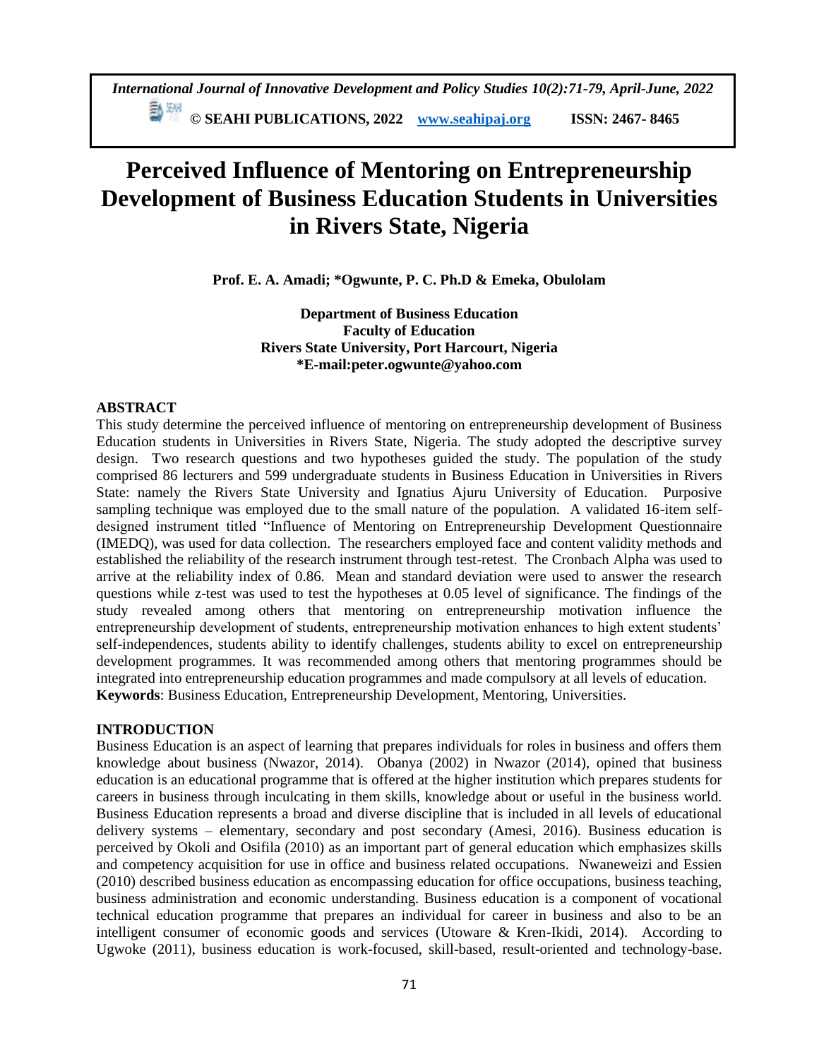# Perceived Influence of Mentoring on Entrepreneurship Development of Business Education Students in Universities in Rivers State, Nigeria

**Prof. E. A. Amadi; *Ogwunte, P. C. Ph.D & Emeka, Obulolam**

**Department of Business Education**
**Faculty of Education**
**Rivers State University, Port Harcourt, Nigeria**
***E-mail:peter.ogwunte@yahoo.com**

## ABSTRACT

This study determine the perceived influence of mentoring on entrepreneurship development of Business Education students in Universities in Rivers State, Nigeria. The study adopted the descriptive survey design. Two research questions and two hypotheses guided the study. The population of the study comprised 86 lecturers and 599 undergraduate students in Business Education in Universities in Rivers State: namely the Rivers State University and Ignatius Ajuru University of Education. Purposive sampling technique was employed due to the small nature of the population. A validated 16-item self-designed instrument titled "Influence of Mentoring on Entrepreneurship Development Questionnaire (IMEDQ), was used for data collection. The researchers employed face and content validity methods and established the reliability of the research instrument through test-retest. The Cronbach Alpha was used to arrive at the reliability index of 0.86. Mean and standard deviation were used to answer the research questions while z-test was used to test the hypotheses at 0.05 level of significance. The findings of the study revealed among others that mentoring on entrepreneurship motivation influence the entrepreneurship development of students, entrepreneurship motivation enhances to high extent students' self-independences, students ability to identify challenges, students ability to excel on entrepreneurship development programmes. It was recommended among others that mentoring programmes should be integrated into entrepreneurship education programmes and made compulsory at all levels of education.

**Keywords**: Business Education, Entrepreneurship Development, Mentoring, Universities.

## INTRODUCTION

Business Education is an aspect of learning that prepares individuals for roles in business and offers them knowledge about business (Nwazor, 2014). Obanya (2002) in Nwazor (2014), opined that business education is an educational programme that is offered at the higher institution which prepares students for careers in business through inculcating in them skills, knowledge about or useful in the business world. Business Education represents a broad and diverse discipline that is included in all levels of educational delivery systems – elementary, secondary and post secondary (Amesi, 2016). Business education is perceived by Okoli and Osifila (2010) as an important part of general education which emphasizes skills and competency acquisition for use in office and business related occupations. Nwaneweizi and Essien (2010) described business education as encompassing education for office occupations, business teaching, business administration and economic understanding. Business education is a component of vocational technical education programme that prepares an individual for career in business and also to be an intelligent consumer of economic goods and services (Utoware & Kren-Ikidi, 2014). According to Ugwoke (2011), business education is work-focused, skill-based, result-oriented and technology-base.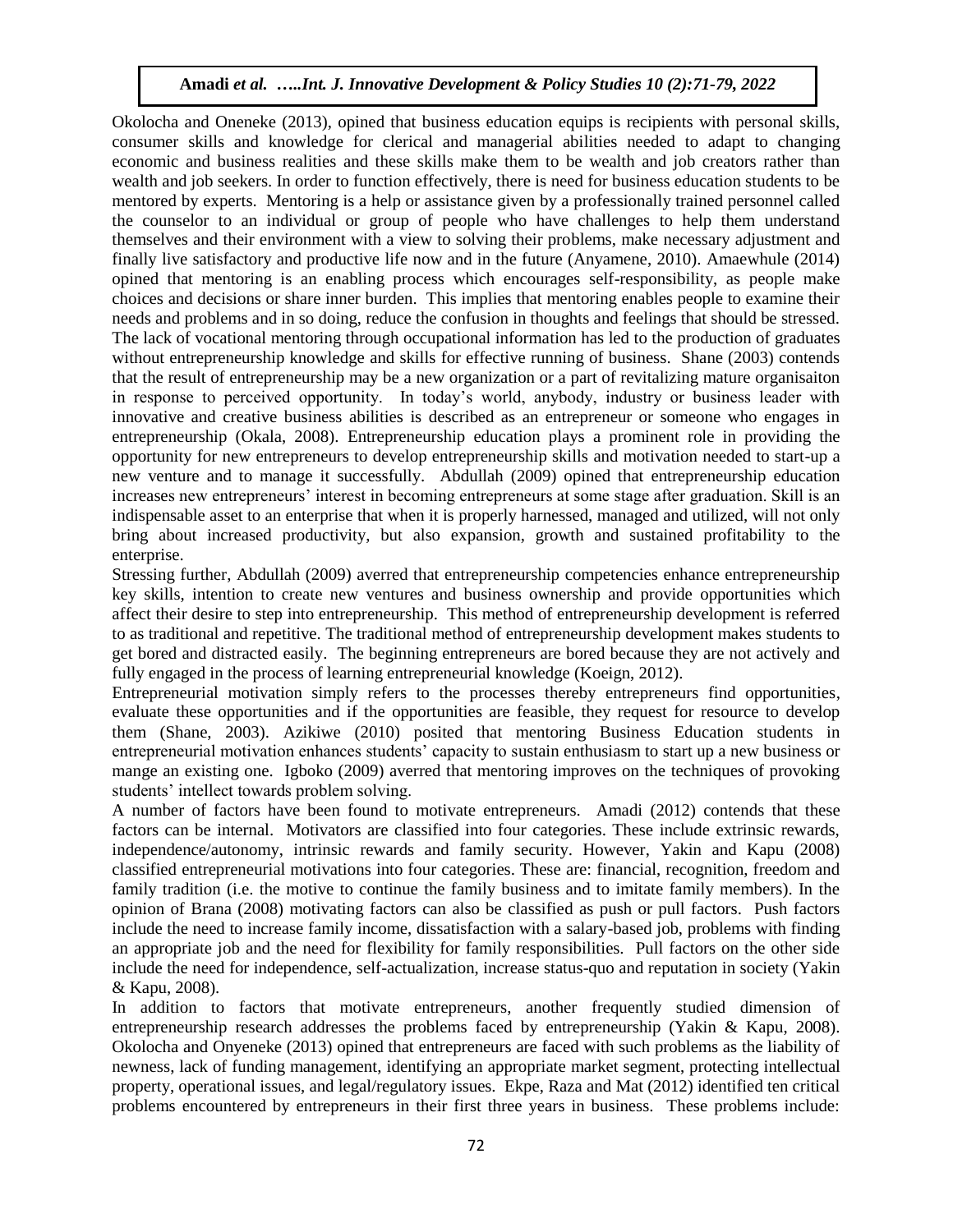Okolocha and Oneneke (2013), opined that business education equips is recipients with personal skills, consumer skills and knowledge for clerical and managerial abilities needed to adapt to changing economic and business realities and these skills make them to be wealth and job creators rather than wealth and job seekers. In order to function effectively, there is need for business education students to be mentored by experts. Mentoring is a help or assistance given by a professionally trained personnel called the counselor to an individual or group of people who have challenges to help them understand themselves and their environment with a view to solving their problems, make necessary adjustment and finally live satisfactory and productive life now and in the future (Anyamene, 2010). Amaewhule (2014) opined that mentoring is an enabling process which encourages self-responsibility, as people make choices and decisions or share inner burden. This implies that mentoring enables people to examine their needs and problems and in so doing, reduce the confusion in thoughts and feelings that should be stressed. The lack of vocational mentoring through occupational information has led to the production of graduates without entrepreneurship knowledge and skills for effective running of business. Shane (2003) contends that the result of entrepreneurship may be a new organization or a part of revitalizing mature organisaiton in response to perceived opportunity. In today's world, anybody, industry or business leader with innovative and creative business abilities is described as an entrepreneur or someone who engages in entrepreneurship (Okala, 2008). Entrepreneurship education plays a prominent role in providing the opportunity for new entrepreneurs to develop entrepreneurship skills and motivation needed to start-up a new venture and to manage it successfully. Abdullah (2009) opined that entrepreneurship education increases new entrepreneurs' interest in becoming entrepreneurs at some stage after graduation. Skill is an indispensable asset to an enterprise that when it is properly harnessed, managed and utilized, will not only bring about increased productivity, but also expansion, growth and sustained profitability to the enterprise.

Stressing further, Abdullah (2009) averred that entrepreneurship competencies enhance entrepreneurship key skills, intention to create new ventures and business ownership and provide opportunities which affect their desire to step into entrepreneurship. This method of entrepreneurship development is referred to as traditional and repetitive. The traditional method of entrepreneurship development makes students to get bored and distracted easily. The beginning entrepreneurs are bored because they are not actively and fully engaged in the process of learning entrepreneurial knowledge (Koeign, 2012).

Entrepreneurial motivation simply refers to the processes thereby entrepreneurs find opportunities, evaluate these opportunities and if the opportunities are feasible, they request for resource to develop them (Shane, 2003). Azikiwe (2010) posited that mentoring Business Education students in entrepreneurial motivation enhances students' capacity to sustain enthusiasm to start up a new business or mange an existing one. Igboko (2009) averred that mentoring improves on the techniques of provoking students' intellect towards problem solving.

A number of factors have been found to motivate entrepreneurs. Amadi (2012) contends that these factors can be internal. Motivators are classified into four categories. These include extrinsic rewards, independence/autonomy, intrinsic rewards and family security. However, Yakin and Kapu (2008) classified entrepreneurial motivations into four categories. These are: financial, recognition, freedom and family tradition (i.e. the motive to continue the family business and to imitate family members). In the opinion of Brana (2008) motivating factors can also be classified as push or pull factors. Push factors include the need to increase family income, dissatisfaction with a salary-based job, problems with finding an appropriate job and the need for flexibility for family responsibilities. Pull factors on the other side include the need for independence, self-actualization, increase status-quo and reputation in society (Yakin & Kapu, 2008).

In addition to factors that motivate entrepreneurs, another frequently studied dimension of entrepreneurship research addresses the problems faced by entrepreneurship (Yakin & Kapu, 2008). Okolocha and Onyeneke (2013) opined that entrepreneurs are faced with such problems as the liability of newness, lack of funding management, identifying an appropriate market segment, protecting intellectual property, operational issues, and legal/regulatory issues. Ekpe, Raza and Mat (2012) identified ten critical problems encountered by entrepreneurs in their first three years in business. These problems include: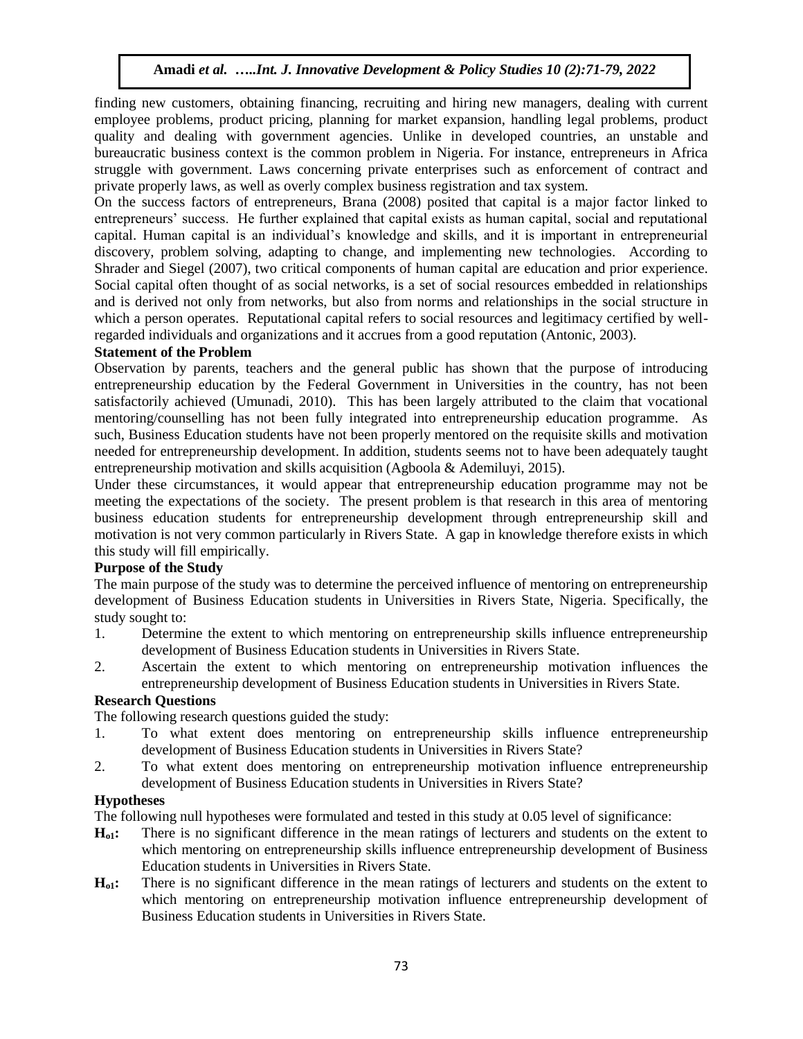finding new customers, obtaining financing, recruiting and hiring new managers, dealing with current employee problems, product pricing, planning for market expansion, handling legal problems, product quality and dealing with government agencies. Unlike in developed countries, an unstable and bureaucratic business context is the common problem in Nigeria. For instance, entrepreneurs in Africa struggle with government. Laws concerning private enterprises such as enforcement of contract and private properly laws, as well as overly complex business registration and tax system.

On the success factors of entrepreneurs, Brana (2008) posited that capital is a major factor linked to entrepreneurs' success. He further explained that capital exists as human capital, social and reputational capital. Human capital is an individual's knowledge and skills, and it is important in entrepreneurial discovery, problem solving, adapting to change, and implementing new technologies. According to Shrader and Siegel (2007), two critical components of human capital are education and prior experience. Social capital often thought of as social networks, is a set of social resources embedded in relationships and is derived not only from networks, but also from norms and relationships in the social structure in which a person operates. Reputational capital refers to social resources and legitimacy certified by well-regarded individuals and organizations and it accrues from a good reputation (Antonic, 2003).

**Statement of the Problem**

Observation by parents, teachers and the general public has shown that the purpose of introducing entrepreneurship education by the Federal Government in Universities in the country, has not been satisfactorily achieved (Umunadi, 2010). This has been largely attributed to the claim that vocational mentoring/counselling has not been fully integrated into entrepreneurship education programme. As such, Business Education students have not been properly mentored on the requisite skills and motivation needed for entrepreneurship development. In addition, students seems not to have been adequately taught entrepreneurship motivation and skills acquisition (Agboola & Ademiluyi, 2015).

Under these circumstances, it would appear that entrepreneurship education programme may not be meeting the expectations of the society. The present problem is that research in this area of mentoring business education students for entrepreneurship development through entrepreneurship skill and motivation is not very common particularly in Rivers State. A gap in knowledge therefore exists in which this study will fill empirically.

**Purpose of the Study**

The main purpose of the study was to determine the perceived influence of mentoring on entrepreneurship development of Business Education students in Universities in Rivers State, Nigeria. Specifically, the study sought to:

1. Determine the extent to which mentoring on entrepreneurship skills influence entrepreneurship development of Business Education students in Universities in Rivers State.
2. Ascertain the extent to which mentoring on entrepreneurship motivation influences the entrepreneurship development of Business Education students in Universities in Rivers State.

**Research Questions**

The following research questions guided the study:

1. To what extent does mentoring on entrepreneurship skills influence entrepreneurship development of Business Education students in Universities in Rivers State?
2. To what extent does mentoring on entrepreneurship motivation influence entrepreneurship development of Business Education students in Universities in Rivers State?

**Hypotheses**

The following null hypotheses were formulated and tested in this study at 0.05 level of significance:

**$H_{o1}$:** There is no significant difference in the mean ratings of lecturers and students on the extent to which mentoring on entrepreneurship skills influence entrepreneurship development of Business Education students in Universities in Rivers State.

**$H_{o1}$:** There is no significant difference in the mean ratings of lecturers and students on the extent to which mentoring on entrepreneurship motivation influence entrepreneurship development of Business Education students in Universities in Rivers State.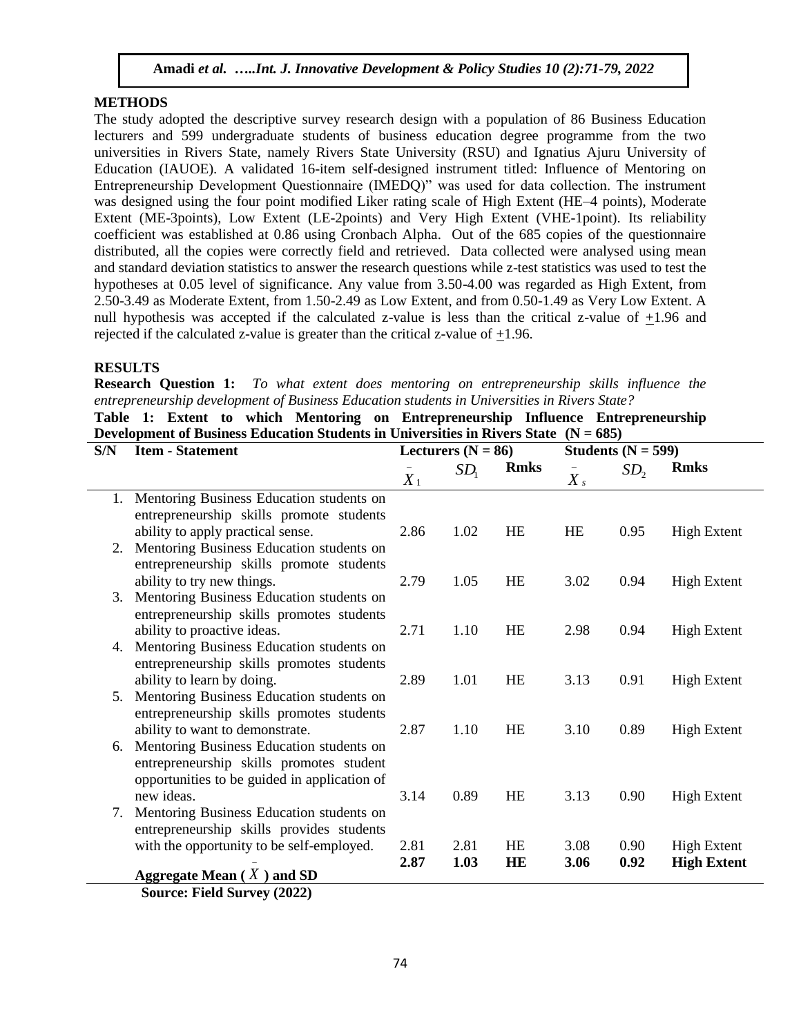## METHODS

The study adopted the descriptive survey research design with a population of 86 Business Education lecturers and 599 undergraduate students of business education degree programme from the two universities in Rivers State, namely Rivers State University (RSU) and Ignatius Ajuru University of Education (IAUOE). A validated 16-item self-designed instrument titled: Influence of Mentoring on Entrepreneurship Development Questionnaire (IMEDQ)" was used for data collection. The instrument was designed using the four point modified Liker rating scale of High Extent (HE–4 points), Moderate Extent (ME-3points), Low Extent (LE-2points) and Very High Extent (VHE-1point). Its reliability coefficient was established at 0.86 using Cronbach Alpha. Out of the 685 copies of the questionnaire distributed, all the copies were correctly field and retrieved. Data collected were analysed using mean and standard deviation statistics to answer the research questions while z-test statistics was used to test the hypotheses at 0.05 level of significance. Any value from 3.50-4.00 was regarded as High Extent, from 2.50-3.49 as Moderate Extent, from 1.50-2.49 as Low Extent, and from 0.50-1.49 as Very Low Extent. A null hypothesis was accepted if the calculated z-value is less than the critical z-value of $\pm$1.96 and rejected if the calculated z-value is greater than the critical z-value of $\pm$1.96.

## RESULTS

**Research Question 1:** *To what extent does mentoring on entrepreneurship skills influence the entrepreneurship development of Business Education students in Universities in Rivers State?*

**Table 1: Extent to which Mentoring on Entrepreneurship Influence Entrepreneurship Development of Business Education Students in Universities in Rivers State (N = 685)**

| S/N | Item - Statement | Lecturers (N = 86) | | | Students (N = 599) | | |
|---|---|---|---|---|---|---|---|
| | | $\bar{X}_1$ | $SD_1$ | Rmks | $\bar{X}_s$ | $SD_2$ | Rmks |
| 1. | Mentoring Business Education students on entrepreneurship skills promote students ability to apply practical sense. | 2.86 | 1.02 | HE | HE | 0.95 | High Extent |
| 2. | Mentoring Business Education students on entrepreneurship skills promote students ability to try new things. | 2.79 | 1.05 | HE | 3.02 | 0.94 | High Extent |
| 3. | Mentoring Business Education students on entrepreneurship skills promotes students ability to proactive ideas. | 2.71 | 1.10 | HE | 2.98 | 0.94 | High Extent |
| 4. | Mentoring Business Education students on entrepreneurship skills promotes students ability to learn by doing. | 2.89 | 1.01 | HE | 3.13 | 0.91 | High Extent |
| 5. | Mentoring Business Education students on entrepreneurship skills promotes students ability to want to demonstrate. | 2.87 | 1.10 | HE | 3.10 | 0.89 | High Extent |
| 6. | Mentoring Business Education students on entrepreneurship skills promotes student opportunities to be guided in application of new ideas. | 3.14 | 0.89 | HE | 3.13 | 0.90 | High Extent |
| 7. | Mentoring Business Education students on entrepreneurship skills provides students with the opportunity to be self-employed. | 2.81 | 2.81 | HE | 3.08 | 0.90 | High Extent |
| | **Aggregate Mean ( $\bar{X}$ ) and SD** | **2.87** | **1.03** | **HE** | **3.06** | **0.92** | **High Extent** |

**Source: Field Survey (2022)**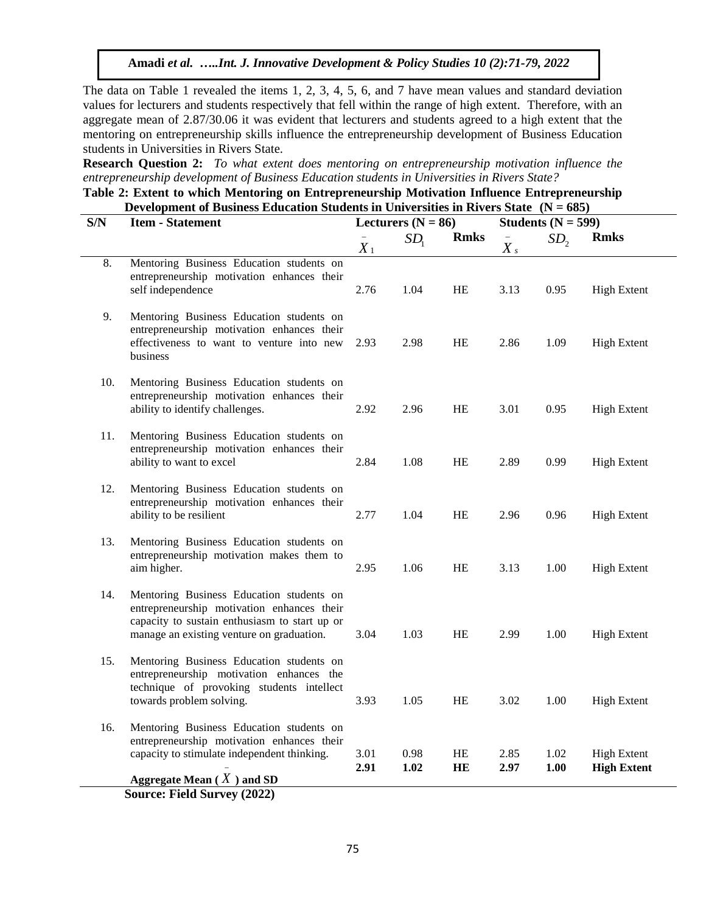The data on Table 1 revealed the items 1, 2, 3, 4, 5, 6, and 7 have mean values and standard deviation values for lecturers and students respectively that fell within the range of high extent. Therefore, with an aggregate mean of 2.87/30.06 it was evident that lecturers and students agreed to a high extent that the mentoring on entrepreneurship skills influence the entrepreneurship development of Business Education students in Universities in Rivers State.

**Research Question 2:** *To what extent does mentoring on entrepreneurship motivation influence the entrepreneurship development of Business Education students in Universities in Rivers State?*

**Table 2: Extent to which Mentoring on Entrepreneurship Motivation Influence Entrepreneurship Development of Business Education Students in Universities in Rivers State (N = 685)**

| S/N | Item - Statement | Lecturers (N = 86) | | | Students (N = 599) | | |
|---|---|---|---|---|---|---|---|
| | | $\bar{X}_1$ | $SD_1$ | Rmks | $\bar{X}_s$ | $SD_2$ | Rmks |
| 8. | Mentoring Business Education students on entrepreneurship motivation enhances their self independence | 2.76 | 1.04 | HE | 3.13 | 0.95 | High Extent |
| 9. | Mentoring Business Education students on entrepreneurship motivation enhances their effectiveness to want to venture into new business | 2.93 | 2.98 | HE | 2.86 | 1.09 | High Extent |
| 10. | Mentoring Business Education students on entrepreneurship motivation enhances their ability to identify challenges. | 2.92 | 2.96 | HE | 3.01 | 0.95 | High Extent |
| 11. | Mentoring Business Education students on entrepreneurship motivation enhances their ability to want to excel | 2.84 | 1.08 | HE | 2.89 | 0.99 | High Extent |
| 12. | Mentoring Business Education students on entrepreneurship motivation enhances their ability to be resilient | 2.77 | 1.04 | HE | 2.96 | 0.96 | High Extent |
| 13. | Mentoring Business Education students on entrepreneurship motivation makes them to aim higher. | 2.95 | 1.06 | HE | 3.13 | 1.00 | High Extent |
| 14. | Mentoring Business Education students on entrepreneurship motivation enhances their capacity to sustain enthusiasm to start up or manage an existing venture on graduation. | 3.04 | 1.03 | HE | 2.99 | 1.00 | High Extent |
| 15. | Mentoring Business Education students on entrepreneurship motivation enhances the technique of provoking students intellect towards problem solving. | 3.93 | 1.05 | HE | 3.02 | 1.00 | High Extent |
| 16. | Mentoring Business Education students on entrepreneurship motivation enhances their capacity to stimulate independent thinking. | 3.01 | 0.98 | HE | 2.85 | 1.02 | High Extent |
| | **Aggregate Mean ($\bar{X}$) and SD** | **2.91** | **1.02** | **HE** | **2.97** | **1.00** | **High Extent** |

**Source: Field Survey (2022)**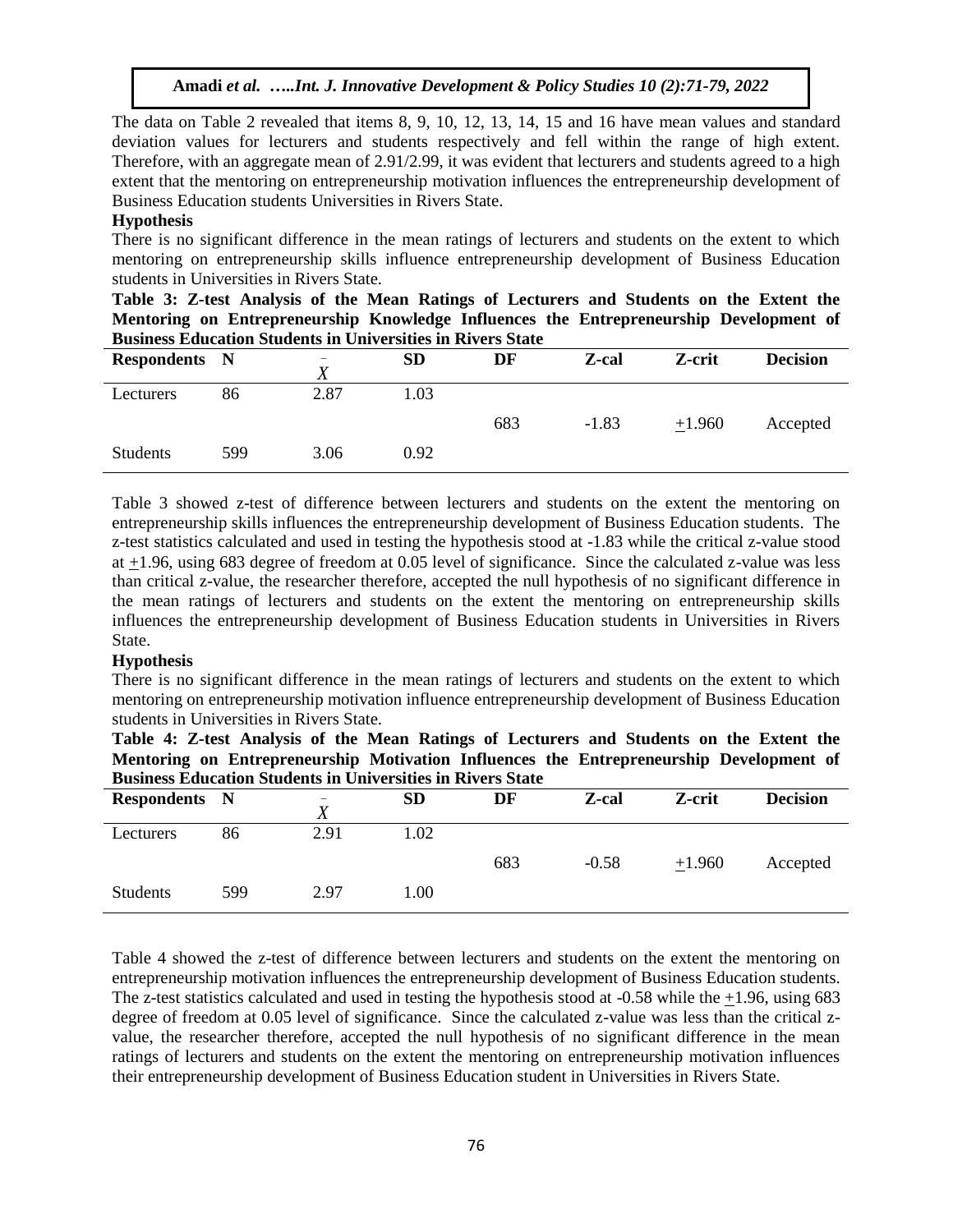The data on Table 2 revealed that items 8, 9, 10, 12, 13, 14, 15 and 16 have mean values and standard deviation values for lecturers and students respectively and fell within the range of high extent. Therefore, with an aggregate mean of 2.91/2.99, it was evident that lecturers and students agreed to a high extent that the mentoring on entrepreneurship motivation influences the entrepreneurship development of Business Education students Universities in Rivers State.

**Hypothesis**

There is no significant difference in the mean ratings of lecturers and students on the extent to which mentoring on entrepreneurship skills influence entrepreneurship development of Business Education students in Universities in Rivers State.

**Table 3: Z-test Analysis of the Mean Ratings of Lecturers and Students on the Extent the Mentoring on Entrepreneurship Knowledge Influences the Entrepreneurship Development of Business Education Students in Universities in Rivers State**

| Respondents | N | $\bar{X}$ | SD | DF | Z-cal | Z-crit | Decision |
|---|---|---|---|---|---|---|---|
| Lecturers | 86 | 2.87 | 1.03 | | | | |
| | | | | 683 | -1.83 | $\pm$1.960 | Accepted |
| Students | 599 | 3.06 | 0.92 | | | | |

Table 3 showed z-test of difference between lecturers and students on the extent the mentoring on entrepreneurship skills influences the entrepreneurship development of Business Education students. The z-test statistics calculated and used in testing the hypothesis stood at -1.83 while the critical z-value stood at $\pm$1.96, using 683 degree of freedom at 0.05 level of significance. Since the calculated z-value was less than critical z-value, the researcher therefore, accepted the null hypothesis of no significant difference in the mean ratings of lecturers and students on the extent the mentoring on entrepreneurship skills influences the entrepreneurship development of Business Education students in Universities in Rivers State.

**Hypothesis**

There is no significant difference in the mean ratings of lecturers and students on the extent to which mentoring on entrepreneurship motivation influence entrepreneurship development of Business Education students in Universities in Rivers State.

**Table 4: Z-test Analysis of the Mean Ratings of Lecturers and Students on the Extent the Mentoring on Entrepreneurship Motivation Influences the Entrepreneurship Development of Business Education Students in Universities in Rivers State**

| Respondents | N | $\bar{X}$ | SD | DF | Z-cal | Z-crit | Decision |
|---|---|---|---|---|---|---|---|
| Lecturers | 86 | 2.91 | 1.02 | | | | |
| | | | | 683 | -0.58 | $\pm$1.960 | Accepted |
| Students | 599 | 2.97 | 1.00 | | | | |

Table 4 showed the z-test of difference between lecturers and students on the extent the mentoring on entrepreneurship motivation influences the entrepreneurship development of Business Education students. The z-test statistics calculated and used in testing the hypothesis stood at -0.58 while the $\pm$1.96, using 683 degree of freedom at 0.05 level of significance. Since the calculated z-value was less than the critical z-value, the researcher therefore, accepted the null hypothesis of no significant difference in the mean ratings of lecturers and students on the extent the mentoring on entrepreneurship motivation influences their entrepreneurship development of Business Education student in Universities in Rivers State.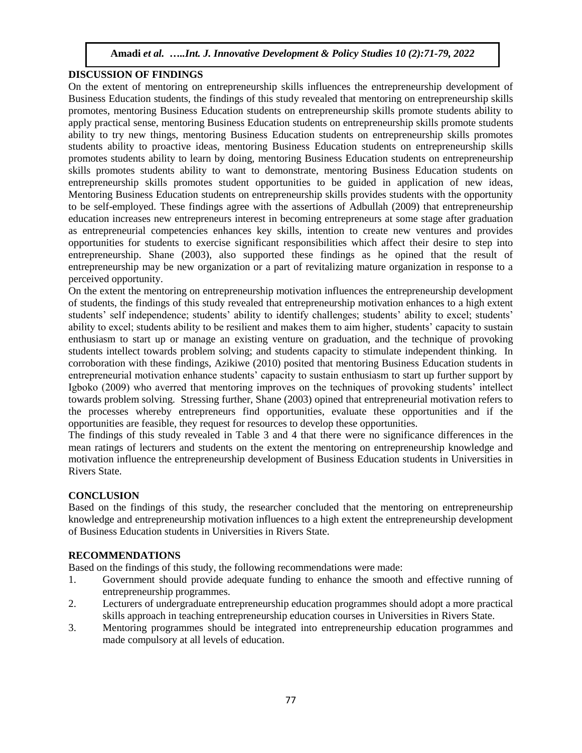## DISCUSSION OF FINDINGS

On the extent of mentoring on entrepreneurship skills influences the entrepreneurship development of Business Education students, the findings of this study revealed that mentoring on entrepreneurship skills promotes, mentoring Business Education students on entrepreneurship skills promote students ability to apply practical sense, mentoring Business Education students on entrepreneurship skills promote students ability to try new things, mentoring Business Education students on entrepreneurship skills promotes students ability to proactive ideas, mentoring Business Education students on entrepreneurship skills promotes students ability to learn by doing, mentoring Business Education students on entrepreneurship skills promotes students ability to want to demonstrate, mentoring Business Education students on entrepreneurship skills promotes student opportunities to be guided in application of new ideas, Mentoring Business Education students on entrepreneurship skills provides students with the opportunity to be self-employed. These findings agree with the assertions of Adbullah (2009) that entrepreneurship education increases new entrepreneurs interest in becoming entrepreneurs at some stage after graduation as entrepreneurial competencies enhances key skills, intention to create new ventures and provides opportunities for students to exercise significant responsibilities which affect their desire to step into entrepreneurship. Shane (2003), also supported these findings as he opined that the result of entrepreneurship may be new organization or a part of revitalizing mature organization in response to a perceived opportunity.

On the extent the mentoring on entrepreneurship motivation influences the entrepreneurship development of students, the findings of this study revealed that entrepreneurship motivation enhances to a high extent students' self independence; students' ability to identify challenges; students' ability to excel; students' ability to excel; students ability to be resilient and makes them to aim higher, students' capacity to sustain enthusiasm to start up or manage an existing venture on graduation, and the technique of provoking students intellect towards problem solving; and students capacity to stimulate independent thinking. In corroboration with these findings, Azikiwe (2010) posited that mentoring Business Education students in entrepreneurial motivation enhance students' capacity to sustain enthusiasm to start up further support by Igboko (2009) who averred that mentoring improves on the techniques of provoking students' intellect towards problem solving. Stressing further, Shane (2003) opined that entrepreneurial motivation refers to the processes whereby entrepreneurs find opportunities, evaluate these opportunities and if the opportunities are feasible, they request for resources to develop these opportunities.

The findings of this study revealed in Table 3 and 4 that there were no significance differences in the mean ratings of lecturers and students on the extent the mentoring on entrepreneurship knowledge and motivation influence the entrepreneurship development of Business Education students in Universities in Rivers State.

## CONCLUSION

Based on the findings of this study, the researcher concluded that the mentoring on entrepreneurship knowledge and entrepreneurship motivation influences to a high extent the entrepreneurship development of Business Education students in Universities in Rivers State.

## RECOMMENDATIONS

Based on the findings of this study, the following recommendations were made:

1. Government should provide adequate funding to enhance the smooth and effective running of entrepreneurship programmes.
2. Lecturers of undergraduate entrepreneurship education programmes should adopt a more practical skills approach in teaching entrepreneurship education courses in Universities in Rivers State.
3. Mentoring programmes should be integrated into entrepreneurship education programmes and made compulsory at all levels of education.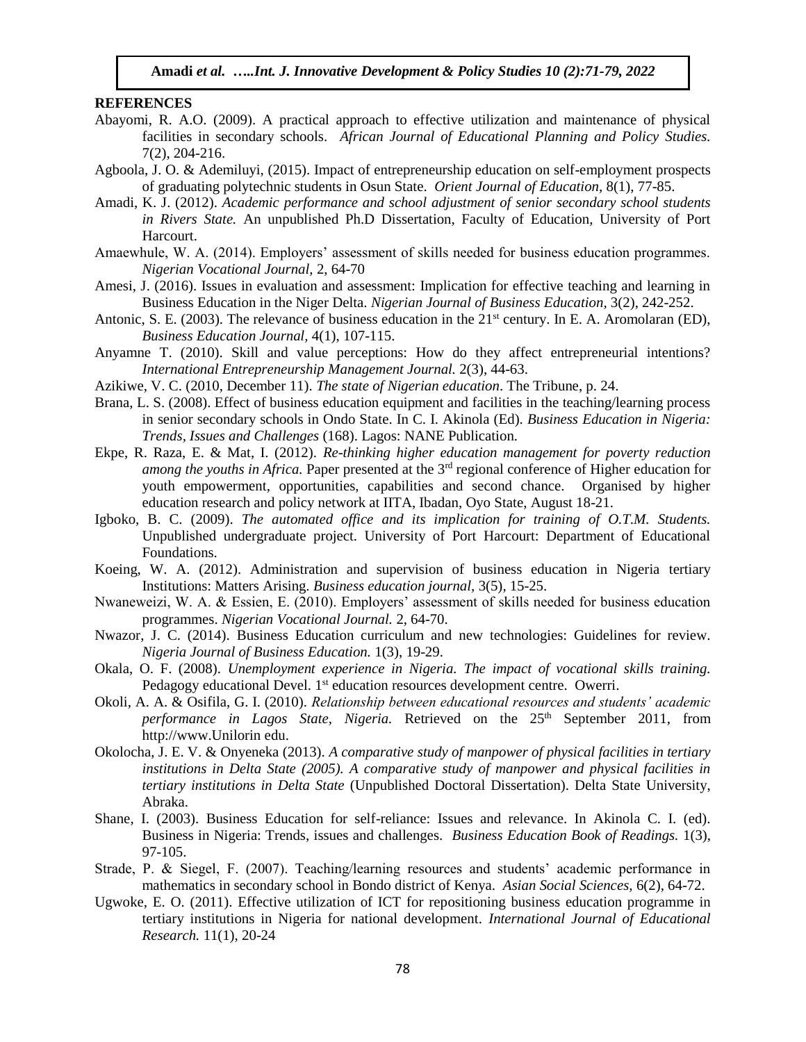**REFERENCES**

Abayomi, R. A.O. (2009). A practical approach to effective utilization and maintenance of physical facilities in secondary schools. *African Journal of Educational Planning and Policy Studies.* 7(2), 204-216.

Agboola, J. O. & Ademiluyi, (2015). Impact of entrepreneurship education on self-employment prospects of graduating polytechnic students in Osun State. *Orient Journal of Education,* 8(1), 77-85.

Amadi, K. J. (2012). *Academic performance and school adjustment of senior secondary school students in Rivers State.* An unpublished Ph.D Dissertation, Faculty of Education, University of Port Harcourt.

Amaewhule, W. A. (2014). Employers' assessment of skills needed for business education programmes. *Nigerian Vocational Journal,* 2, 64-70

Amesi, J. (2016). Issues in evaluation and assessment: Implication for effective teaching and learning in Business Education in the Niger Delta. *Nigerian Journal of Business Education,* 3(2), 242-252.

Antonic, S. E. (2003). The relevance of business education in the 21st century. In E. A. Aromolaran (ED), *Business Education Journal,* 4(1), 107-115.

Anyamne T. (2010). Skill and value perceptions: How do they affect entrepreneurial intentions? *International Entrepreneurship Management Journal.* 2(3), 44-63.

Azikiwe, V. C. (2010, December 11). *The state of Nigerian education*. The Tribune, p. 24.

Brana, L. S. (2008). Effect of business education equipment and facilities in the teaching/learning process in senior secondary schools in Ondo State. In C. I. Akinola (Ed). *Business Education in Nigeria: Trends, Issues and Challenges* (168). Lagos: NANE Publication.

Ekpe, R. Raza, E. & Mat, I. (2012). *Re-thinking higher education management for poverty reduction among the youths in Africa.* Paper presented at the 3rd regional conference of Higher education for youth empowerment, opportunities, capabilities and second chance. Organised by higher education research and policy network at IITA, Ibadan, Oyo State, August 18-21.

Igboko, B. C. (2009). *The automated office and its implication for training of O.T.M. Students.* Unpublished undergraduate project. University of Port Harcourt: Department of Educational Foundations.

Koeing, W. A. (2012). Administration and supervision of business education in Nigeria tertiary Institutions: Matters Arising. *Business education journal,* 3(5), 15-25.

Nwaneweizi, W. A. & Essien, E. (2010). Employers' assessment of skills needed for business education programmes. *Nigerian Vocational Journal.* 2, 64-70.

Nwazor, J. C. (2014). Business Education curriculum and new technologies: Guidelines for review. *Nigeria Journal of Business Education.* 1(3), 19-29.

Okala, O. F. (2008). *Unemployment experience in Nigeria. The impact of vocational skills training.* Pedagogy educational Devel. 1st education resources development centre. Owerri.

Okoli, A. A. & Osifila, G. I. (2010). *Relationship between educational resources and students' academic performance in Lagos State, Nigeria.* Retrieved on the 25th September 2011, from http://www.Unilorin edu.

Okolocha, J. E. V. & Onyeneka (2013). *A comparative study of manpower of physical facilities in tertiary institutions in Delta State (2005). A comparative study of manpower and physical facilities in tertiary institutions in Delta State* (Unpublished Doctoral Dissertation). Delta State University, Abraka.

Shane, I. (2003). Business Education for self-reliance: Issues and relevance. In Akinola C. I. (ed). Business in Nigeria: Trends, issues and challenges. *Business Education Book of Readings.* 1(3), 97-105.

Strade, P. & Siegel, F. (2007). Teaching/learning resources and students' academic performance in mathematics in secondary school in Bondo district of Kenya. *Asian Social Sciences,* 6(2), 64-72.

Ugwoke, E. O. (2011). Effective utilization of ICT for repositioning business education programme in tertiary institutions in Nigeria for national development. *International Journal of Educational Research.* 11(1), 20-24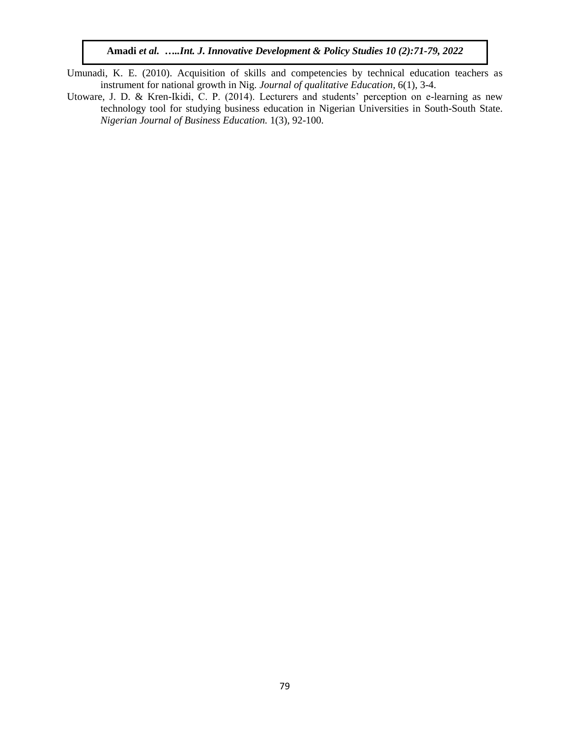Umunadi, K. E. (2010). Acquisition of skills and competencies by technical education teachers as instrument for national growth in Nig. *Journal of qualitative Education*, 6(1), 3-4.

Utoware, J. D. & Kren-Ikidi, C. P. (2014). Lecturers and students' perception on e-learning as new technology tool for studying business education in Nigerian Universities in South-South State. *Nigerian Journal of Business Education.* 1(3), 92-100.